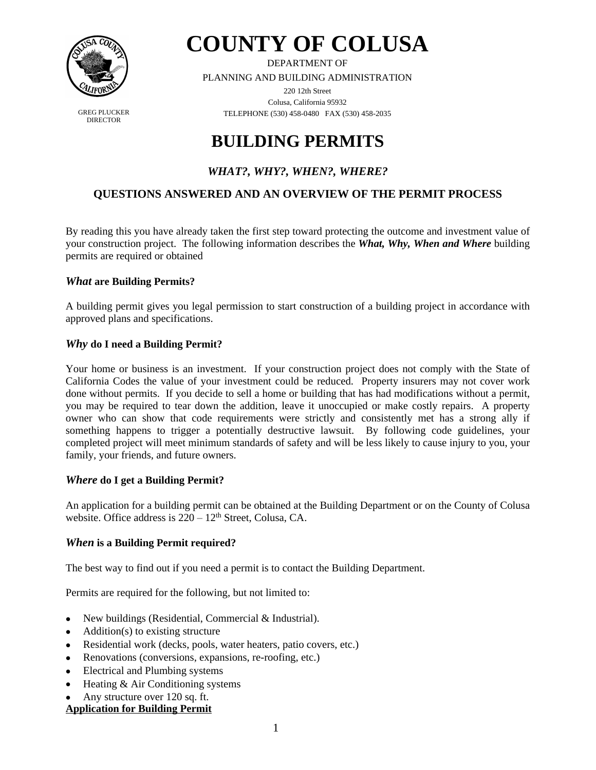# COUNTY OF COLUSA

DEPARTMENT OF

PLANNING AND BUILDING ADMINISTRATION

220 12th Street
Colusa, California 95932
TELEPHONE (530) 458-0480 FAX (530) 458-2035

GREG PLUCKER
DIRECTOR

# BUILDING PERMITS

### *WHAT?, WHY?, WHEN?, WHERE?*

### QUESTIONS ANSWERED AND AN OVERVIEW OF THE PERMIT PROCESS

By reading this you have already taken the first step toward protecting the outcome and investment value of your construction project. The following information describes the ***What, Why, When and Where*** building permits are required or obtained

### ***What*** **are Building Permits?**

A building permit gives you legal permission to start construction of a building project in accordance with approved plans and specifications.

### ***Why*** **do I need a Building Permit?**

Your home or business is an investment. If your construction project does not comply with the State of California Codes the value of your investment could be reduced. Property insurers may not cover work done without permits. If you decide to sell a home or building that has had modifications without a permit, you may be required to tear down the addition, leave it unoccupied or make costly repairs. A property owner who can show that code requirements were strictly and consistently met has a strong ally if something happens to trigger a potentially destructive lawsuit. By following code guidelines, your completed project will meet minimum standards of safety and will be less likely to cause injury to you, your family, your friends, and future owners.

### ***Where*** **do I get a Building Permit?**

An application for a building permit can be obtained at the Building Department or on the County of Colusa website. Office address is 220 – 12th Street, Colusa, CA.

### ***When*** **is a Building Permit required?**

The best way to find out if you need a permit is to contact the Building Department.

Permits are required for the following, but not limited to:

- New buildings (Residential, Commercial & Industrial).
- Addition(s) to existing structure
- Residential work (decks, pools, water heaters, patio covers, etc.)
- Renovations (conversions, expansions, re-roofing, etc.)
- Electrical and Plumbing systems
- Heating & Air Conditioning systems
- Any structure over 120 sq. ft.

**Application for Building Permit**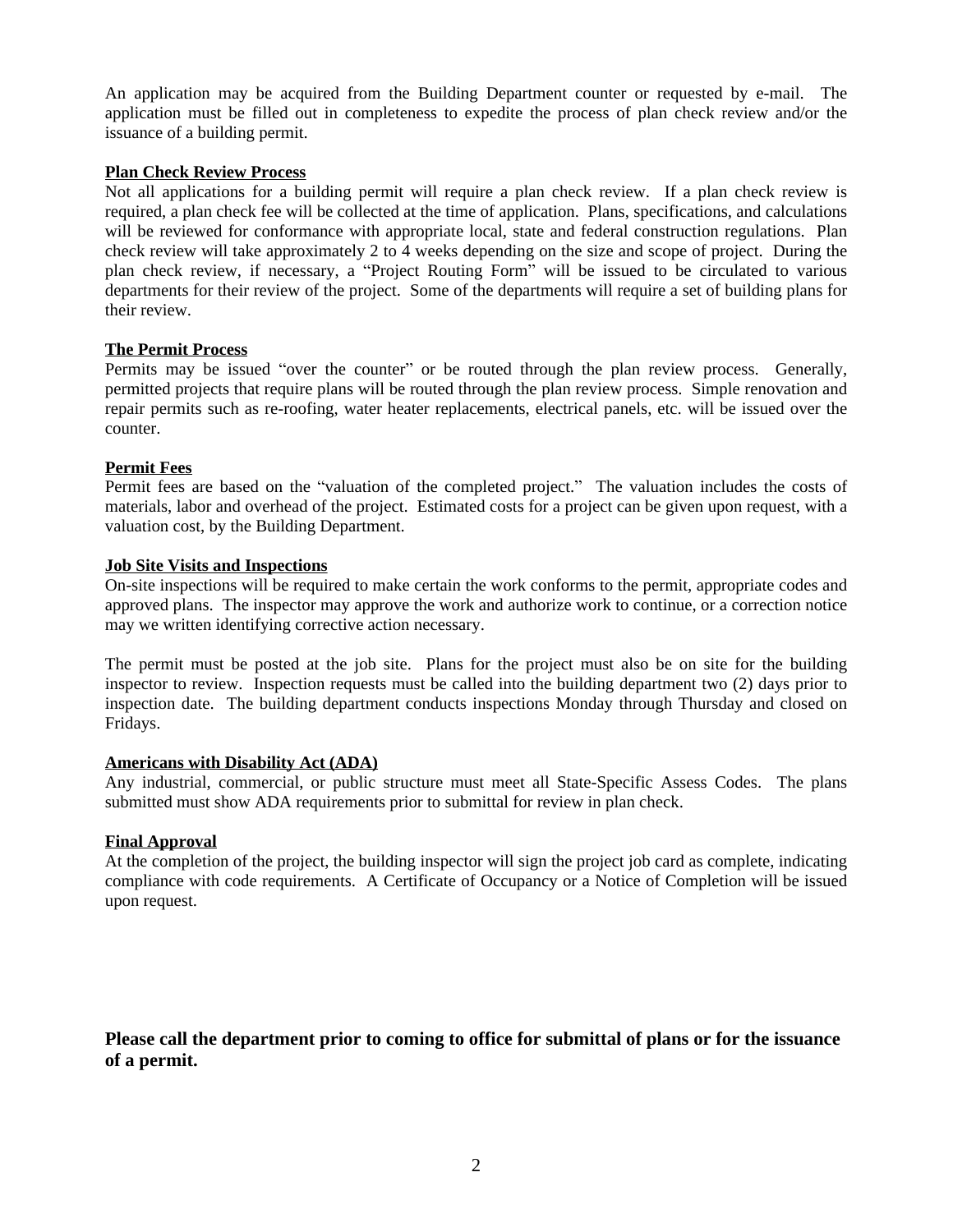An application may be acquired from the Building Department counter or requested by e-mail. The application must be filled out in completeness to expedite the process of plan check review and/or the issuance of a building permit.

**Plan Check Review Process**

Not all applications for a building permit will require a plan check review. If a plan check review is required, a plan check fee will be collected at the time of application. Plans, specifications, and calculations will be reviewed for conformance with appropriate local, state and federal construction regulations. Plan check review will take approximately 2 to 4 weeks depending on the size and scope of project. During the plan check review, if necessary, a "Project Routing Form" will be issued to be circulated to various departments for their review of the project. Some of the departments will require a set of building plans for their review.

**The Permit Process**

Permits may be issued "over the counter" or be routed through the plan review process. Generally, permitted projects that require plans will be routed through the plan review process. Simple renovation and repair permits such as re-roofing, water heater replacements, electrical panels, etc. will be issued over the counter.

**Permit Fees**

Permit fees are based on the "valuation of the completed project." The valuation includes the costs of materials, labor and overhead of the project. Estimated costs for a project can be given upon request, with a valuation cost, by the Building Department.

**Job Site Visits and Inspections**

On-site inspections will be required to make certain the work conforms to the permit, appropriate codes and approved plans. The inspector may approve the work and authorize work to continue, or a correction notice may we written identifying corrective action necessary.

The permit must be posted at the job site. Plans for the project must also be on site for the building inspector to review. Inspection requests must be called into the building department two (2) days prior to inspection date. The building department conducts inspections Monday through Thursday and closed on Fridays.

**Americans with Disability Act (ADA)**

Any industrial, commercial, or public structure must meet all State-Specific Assess Codes. The plans submitted must show ADA requirements prior to submittal for review in plan check.

**Final Approval**

At the completion of the project, the building inspector will sign the project job card as complete, indicating compliance with code requirements. A Certificate of Occupancy or a Notice of Completion will be issued upon request.

**Please call the department prior to coming to office for submittal of plans or for the issuance of a permit.**